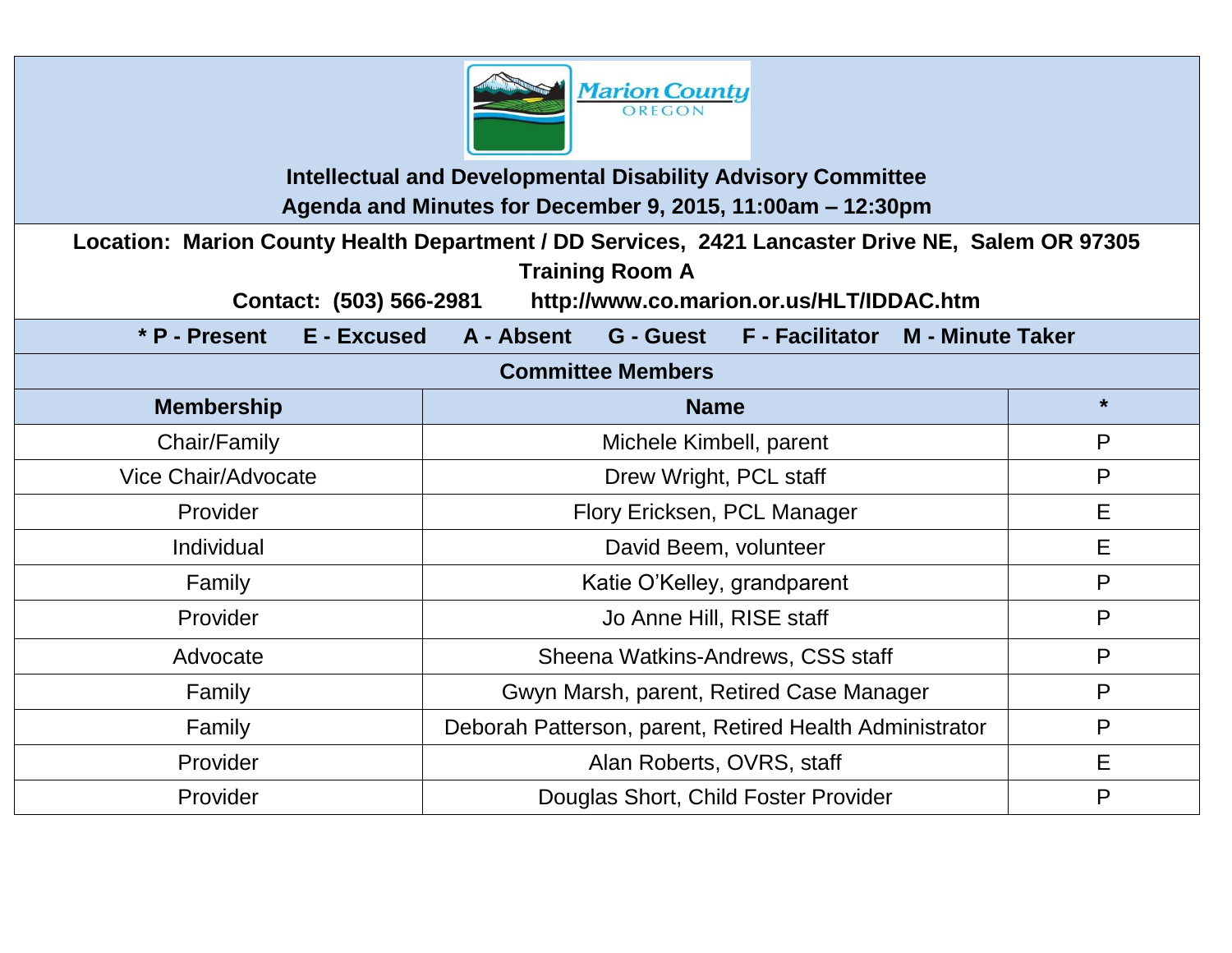Marion County OREGON

# Intellectual and Developmental Disability Advisory Committee

## Agenda and Minutes for December 9, 2015, 11:00am – 12:30pm

**Location: Marion County Health Department / DD Services, 2421 Lancaster Drive NE, Salem OR 97305**

**Training Room A**

**Contact: (503) 566-2981 http://www.co.marion.or.us/HLT/IDDAC.htm**

**\* P - Present E - Excused A - Absent G - Guest F - Facilitator M - Minute Taker**

### Committee Members

| Membership | Name | * |
|---|---|---|
| Chair/Family | Michele Kimbell, parent | P |
| Vice Chair/Advocate | Drew Wright, PCL staff | P |
| Provider | Flory Ericksen, PCL Manager | E |
| Individual | David Beem, volunteer | E |
| Family | Katie O'Kelley, grandparent | P |
| Provider | Jo Anne Hill, RISE staff | P |
| Advocate | Sheena Watkins-Andrews, CSS staff | P |
| Family | Gwyn Marsh, parent, Retired Case Manager | P |
| Family | Deborah Patterson, parent, Retired Health Administrator | P |
| Provider | Alan Roberts, OVRS, staff | E |
| Provider | Douglas Short, Child Foster Provider | P |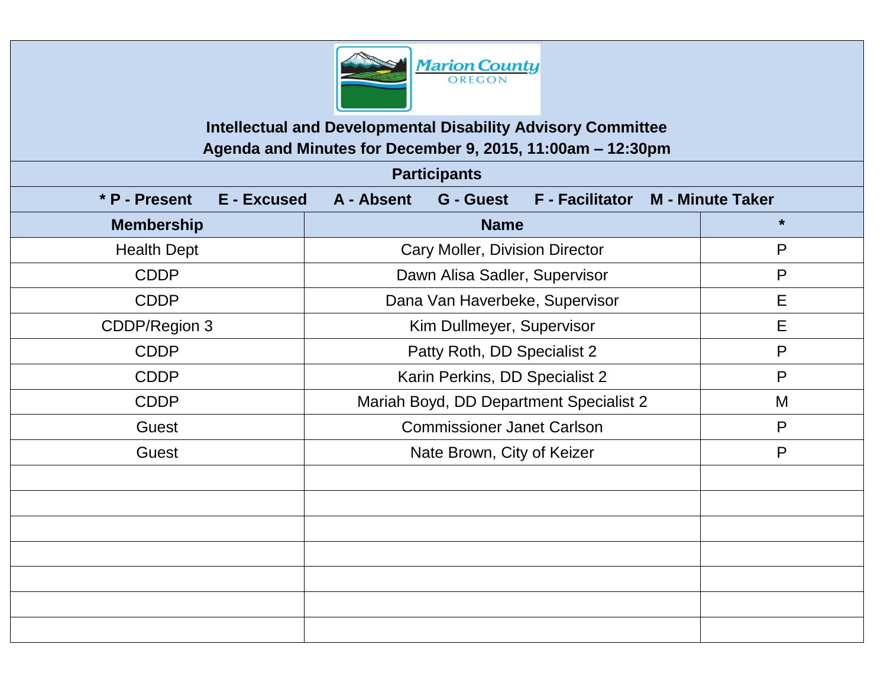**Intellectual and Developmental Disability Advisory Committee**
**Agenda and Minutes for December 9, 2015, 11:00am – 12:30pm**

| Participants | | |
|---|---|---|
| * P - Present E - Excused A - Absent G - Guest F - Facilitator M - Minute Taker | | |
| **Membership** | **Name** | **\*** |
| Health Dept | Cary Moller, Division Director | P |
| CDDP | Dawn Alisa Sadler, Supervisor | P |
| CDDP | Dana Van Haverbeke, Supervisor | E |
| CDDP/Region 3 | Kim Dullmeyer, Supervisor | E |
| CDDP | Patty Roth, DD Specialist 2 | P |
| CDDP | Karin Perkins, DD Specialist 2 | P |
| CDDP | Mariah Boyd, DD Department Specialist 2 | M |
| Guest | Commissioner Janet Carlson | P |
| Guest | Nate Brown, City of Keizer | P |
| | | |
| | | |
| | | |
| | | |
| | | |
| | | |
| | | |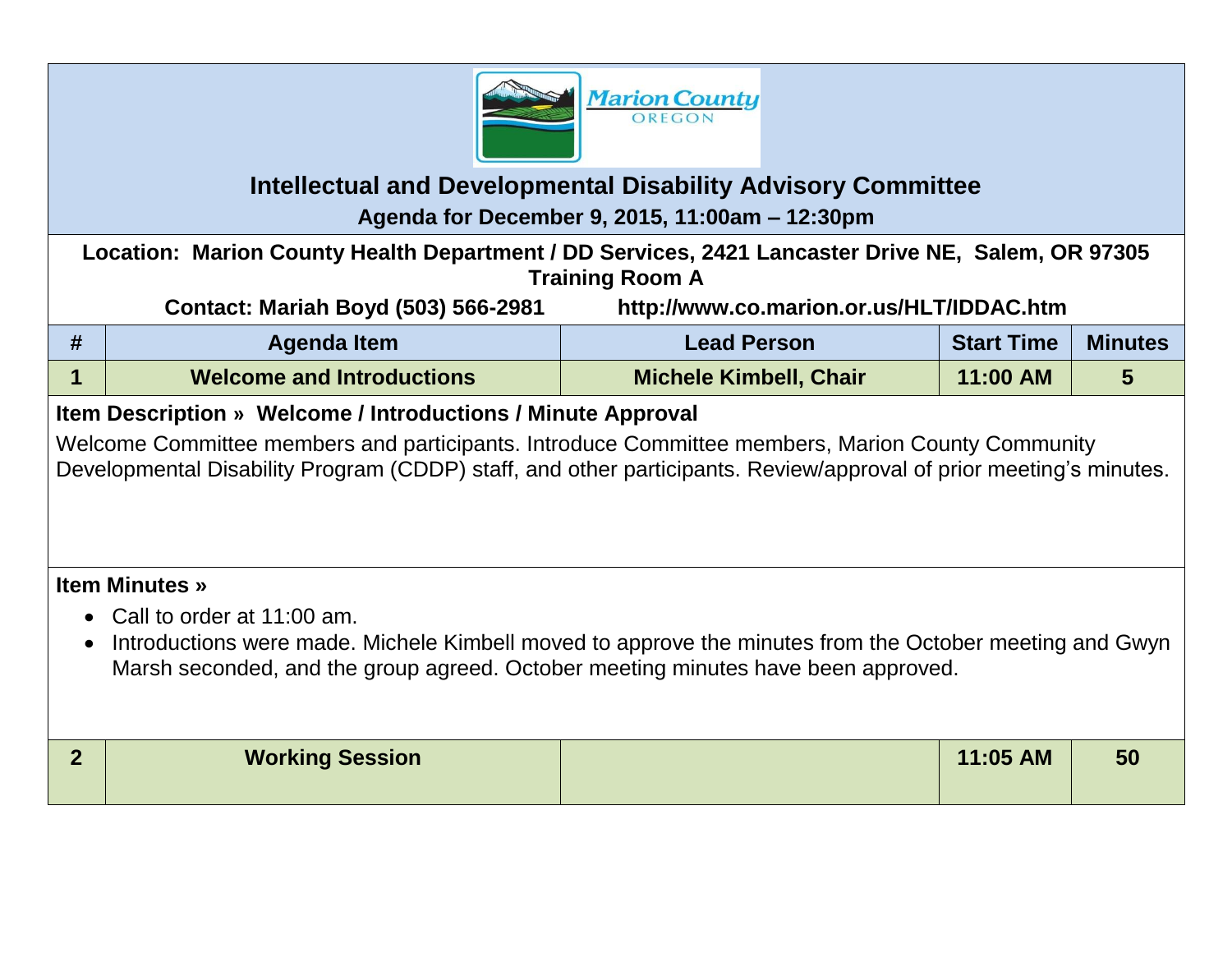# Intellectual and Developmental Disability Advisory Committee

**Agenda for December 9, 2015, 11:00am – 12:30pm**

**Location: Marion County Health Department / DD Services, 2421 Lancaster Drive NE, Salem, OR 97305**
**Training Room A**

**Contact: Mariah Boyd (503) 566-2981 http://www.co.marion.or.us/HLT/IDDAC.htm**

| # | Agenda Item | Lead Person | Start Time | Minutes |
|---|---|---|---|---|
| 1 | Welcome and Introductions | Michele Kimbell, Chair | 11:00 AM | 5 |

**Item Description » Welcome / Introductions / Minute Approval**

Welcome Committee members and participants. Introduce Committee members, Marion County Community Developmental Disability Program (CDDP) staff, and other participants. Review/approval of prior meeting's minutes.

**Item Minutes »**

- Call to order at 11:00 am.
- Introductions were made. Michele Kimbell moved to approve the minutes from the October meeting and Gwyn Marsh seconded, and the group agreed. October meeting minutes have been approved.

| # | Agenda Item | Lead Person | Start Time | Minutes |
|---|---|---|---|---|
| 2 | Working Session | | 11:05 AM | 50 |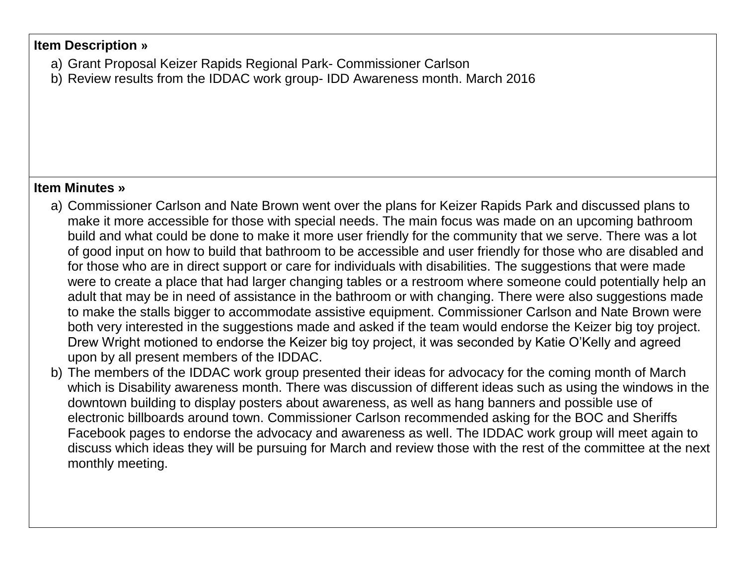**Item Description »**

a) Grant Proposal Keizer Rapids Regional Park- Commissioner Carlson
b) Review results from the IDDAC work group- IDD Awareness month. March 2016

**Item Minutes »**

a) Commissioner Carlson and Nate Brown went over the plans for Keizer Rapids Park and discussed plans to make it more accessible for those with special needs. The main focus was made on an upcoming bathroom build and what could be done to make it more user friendly for the community that we serve. There was a lot of good input on how to build that bathroom to be accessible and user friendly for those who are disabled and for those who are in direct support or care for individuals with disabilities. The suggestions that were made were to create a place that had larger changing tables or a restroom where someone could potentially help an adult that may be in need of assistance in the bathroom or with changing. There were also suggestions made to make the stalls bigger to accommodate assistive equipment. Commissioner Carlson and Nate Brown were both very interested in the suggestions made and asked if the team would endorse the Keizer big toy project. Drew Wright motioned to endorse the Keizer big toy project, it was seconded by Katie O'Kelly and agreed upon by all present members of the IDDAC.
b) The members of the IDDAC work group presented their ideas for advocacy for the coming month of March which is Disability awareness month. There was discussion of different ideas such as using the windows in the downtown building to display posters about awareness, as well as hang banners and possible use of electronic billboards around town. Commissioner Carlson recommended asking for the BOC and Sheriffs Facebook pages to endorse the advocacy and awareness as well. The IDDAC work group will meet again to discuss which ideas they will be pursuing for March and review those with the rest of the committee at the next monthly meeting.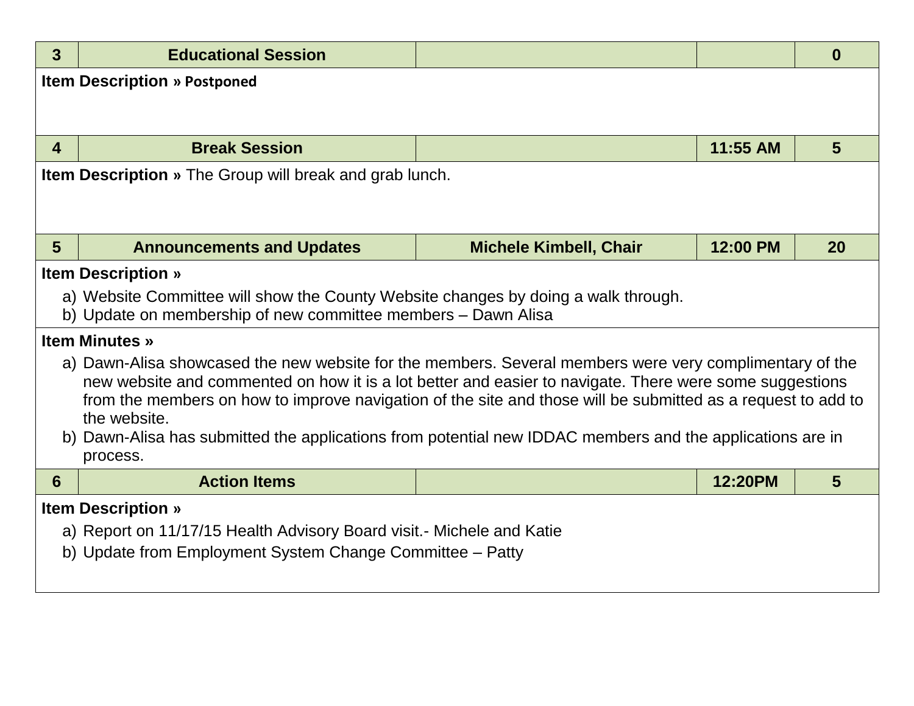| 3 | Educational Session | | | 0 |
|---|---|---|---|---|

**Item Description »** **Postponed**

| 4 | Break Session | | 11:55 AM | 5 |
|---|---|---|---|---|

**Item Description »** The Group will break and grab lunch.

| 5 | Announcements and Updates | Michele Kimbell, Chair | 12:00 PM | 20 |
|---|---|---|---|---|

**Item Description »**

a) Website Committee will show the County Website changes by doing a walk through.
b) Update on membership of new committee members – Dawn Alisa

**Item Minutes »**

a) Dawn-Alisa showcased the new website for the members. Several members were very complimentary of the new website and commented on how it is a lot better and easier to navigate. There were some suggestions from the members on how to improve navigation of the site and those will be submitted as a request to add to the website.
b) Dawn-Alisa has submitted the applications from potential new IDDAC members and the applications are in process.

| 6 | Action Items | | 12:20PM | 5 |
|---|---|---|---|---|

**Item Description »**

a) Report on 11/17/15 Health Advisory Board visit.- Michele and Katie
b) Update from Employment System Change Committee – Patty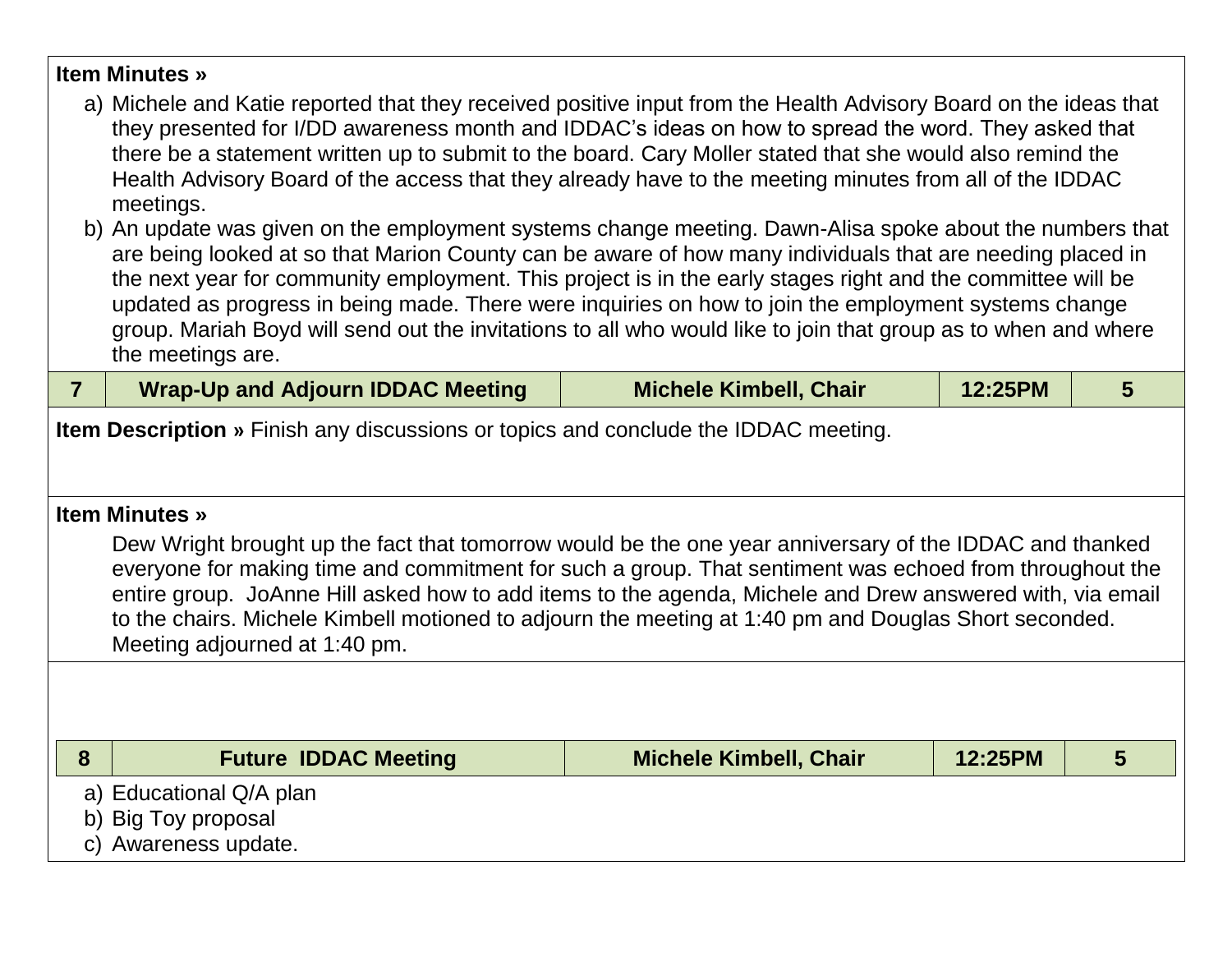**Item Minutes »**

a) Michele and Katie reported that they received positive input from the Health Advisory Board on the ideas that they presented for I/DD awareness month and IDDAC's ideas on how to spread the word. They asked that there be a statement written up to submit to the board. Cary Moller stated that she would also remind the Health Advisory Board of the access that they already have to the meeting minutes from all of the IDDAC meetings.

b) An update was given on the employment systems change meeting. Dawn-Alisa spoke about the numbers that are being looked at so that Marion County can be aware of how many individuals that are needing placed in the next year for community employment. This project is in the early stages right and the committee will be updated as progress in being made. There were inquiries on how to join the employment systems change group. Mariah Boyd will send out the invitations to all who would like to join that group as to when and where the meetings are.

| 7 | Wrap-Up and Adjourn IDDAC Meeting | Michele Kimbell, Chair | 12:25PM | 5 |
|---|---|---|---|---|

**Item Description »** Finish any discussions or topics and conclude the IDDAC meeting.

**Item Minutes »**

Dew Wright brought up the fact that tomorrow would be the one year anniversary of the IDDAC and thanked everyone for making time and commitment for such a group. That sentiment was echoed from throughout the entire group. JoAnne Hill asked how to add items to the agenda, Michele and Drew answered with, via email to the chairs. Michele Kimbell motioned to adjourn the meeting at 1:40 pm and Douglas Short seconded. Meeting adjourned at 1:40 pm.

| 8 | Future IDDAC Meeting | Michele Kimbell, Chair | 12:25PM | 5 |
|---|---|---|---|---|

a) Educational Q/A plan
b) Big Toy proposal
c) Awareness update.